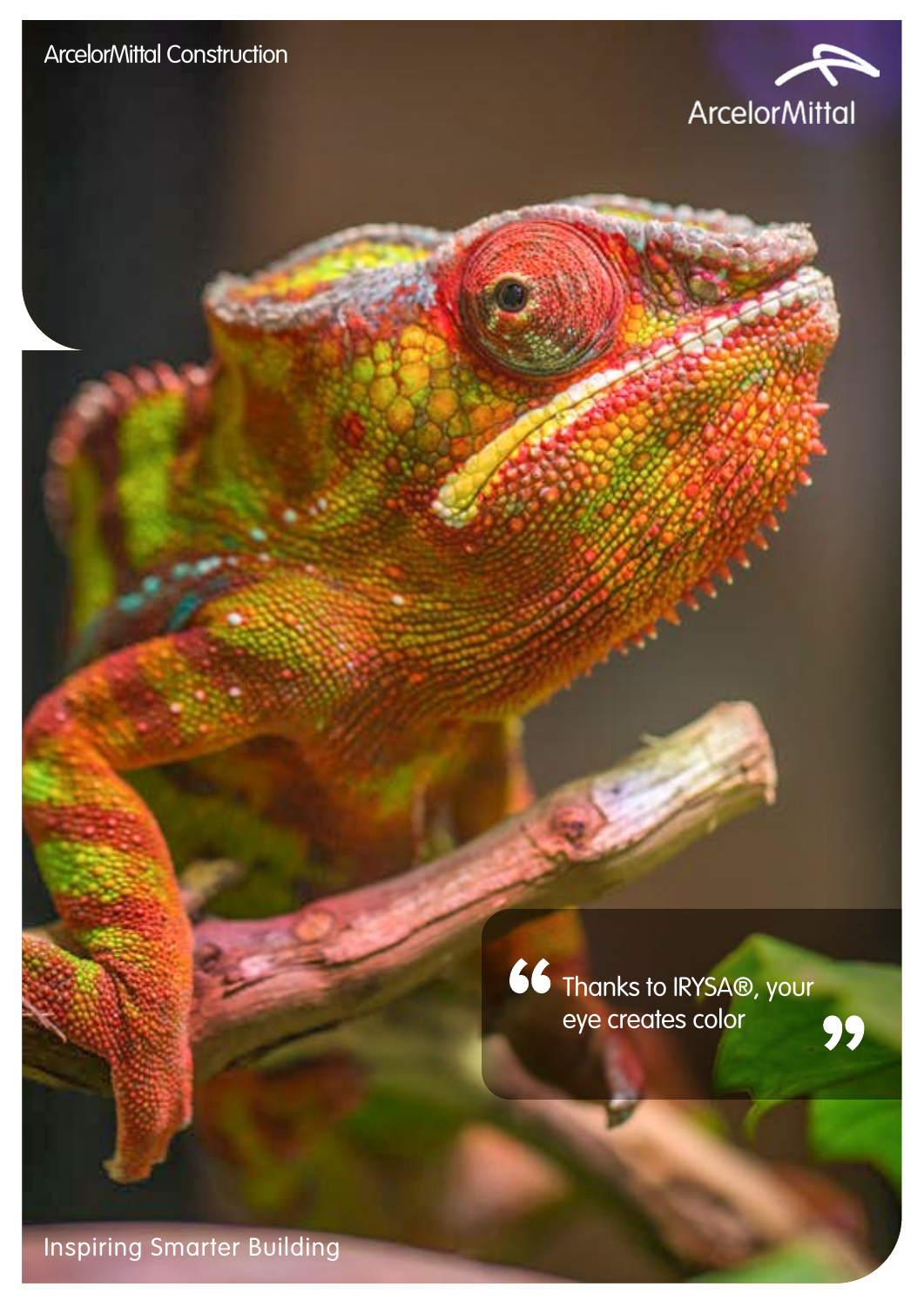ArcelorMittal Construction

ArcelorMittal

> Thanks to IRYSA®, your eye creates color

Inspiring Smarter Building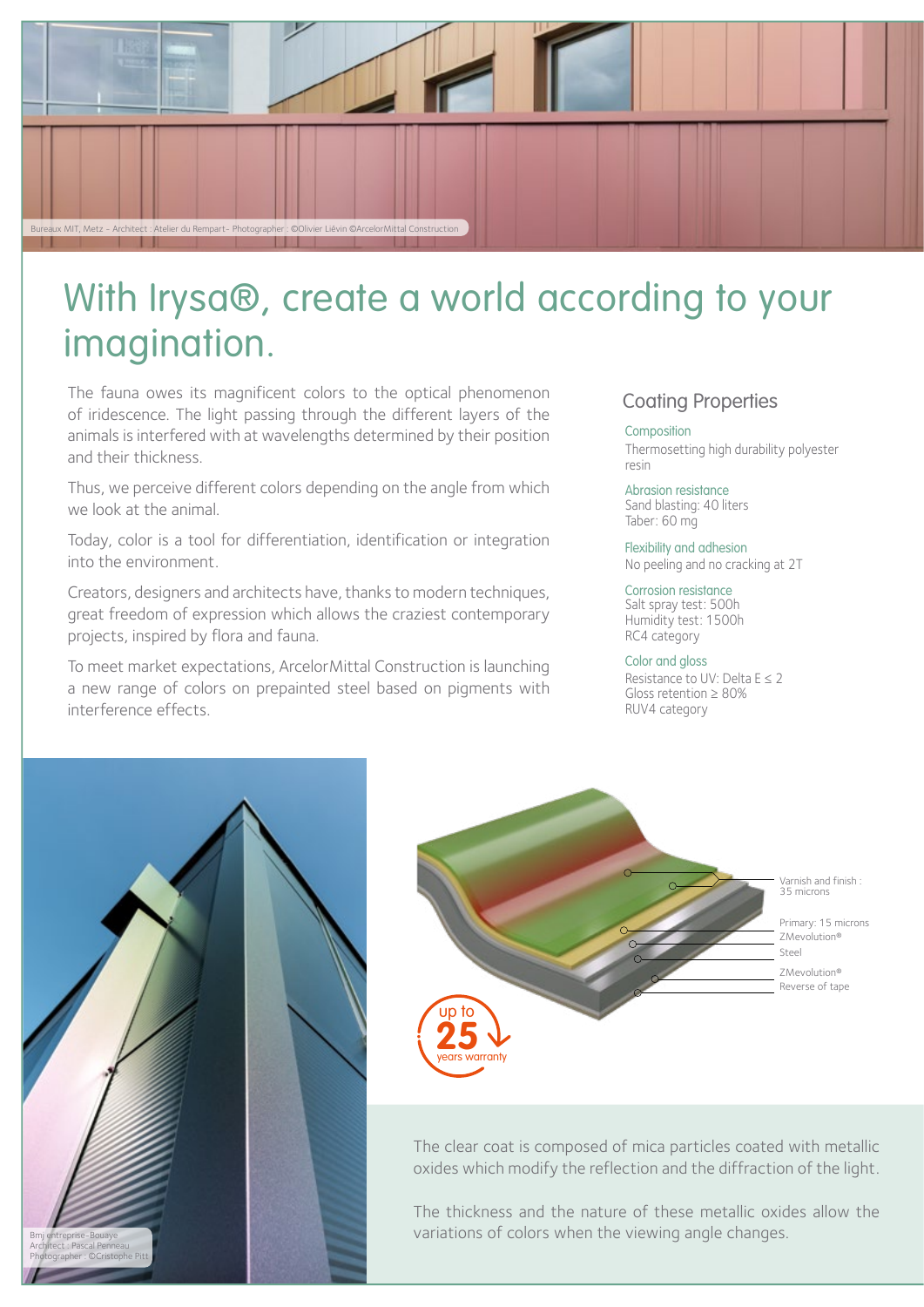Bureaux MIT, Metz – Architect : Atelier du Rempart- Photographer : ©Olivier Liévin ©ArcelorMittal Construction

# With Irysa®, create a world according to your imagination.

The fauna owes its magnificent colors to the optical phenomenon of iridescence. The light passing through the different layers of the animals is interfered with at wavelengths determined by their position and their thickness.

Thus, we perceive different colors depending on the angle from which we look at the animal.

Today, color is a tool for differentiation, identification or integration into the environment.

Creators, designers and architects have, thanks to modern techniques, great freedom of expression which allows the craziest contemporary projects, inspired by flora and fauna.

To meet market expectations, ArcelorMittal Construction is launching a new range of colors on prepainted steel based on pigments with interference effects.

## Coating Properties

**Composition**
Thermosetting high durability polyester resin

**Abrasion resistance**
Sand blasting: 40 liters
Taber: 60 mg

**Flexibility and adhesion**
No peeling and no cracking at 2T

**Corrosion resistance**
Salt spray test: 500h
Humidity test: 1500h
RC4 category

**Color and gloss**
Resistance to UV: Delta E ≤ 2
Gloss retention ≥ 80%
RUV4 category

Bmj entreprise-Bouaye
Architect : Pascal Penneau
Photographer : ©Cristophe Pitt

Varnish and finish : 35 microns
Primary: 15 microns
ZMevolution®
Steel
ZMevolution®
Reverse of tape

up to 25 years warranty

The clear coat is composed of mica particles coated with metallic oxides which modify the reflection and the diffraction of the light.

The thickness and the nature of these metallic oxides allow the variations of colors when the viewing angle changes.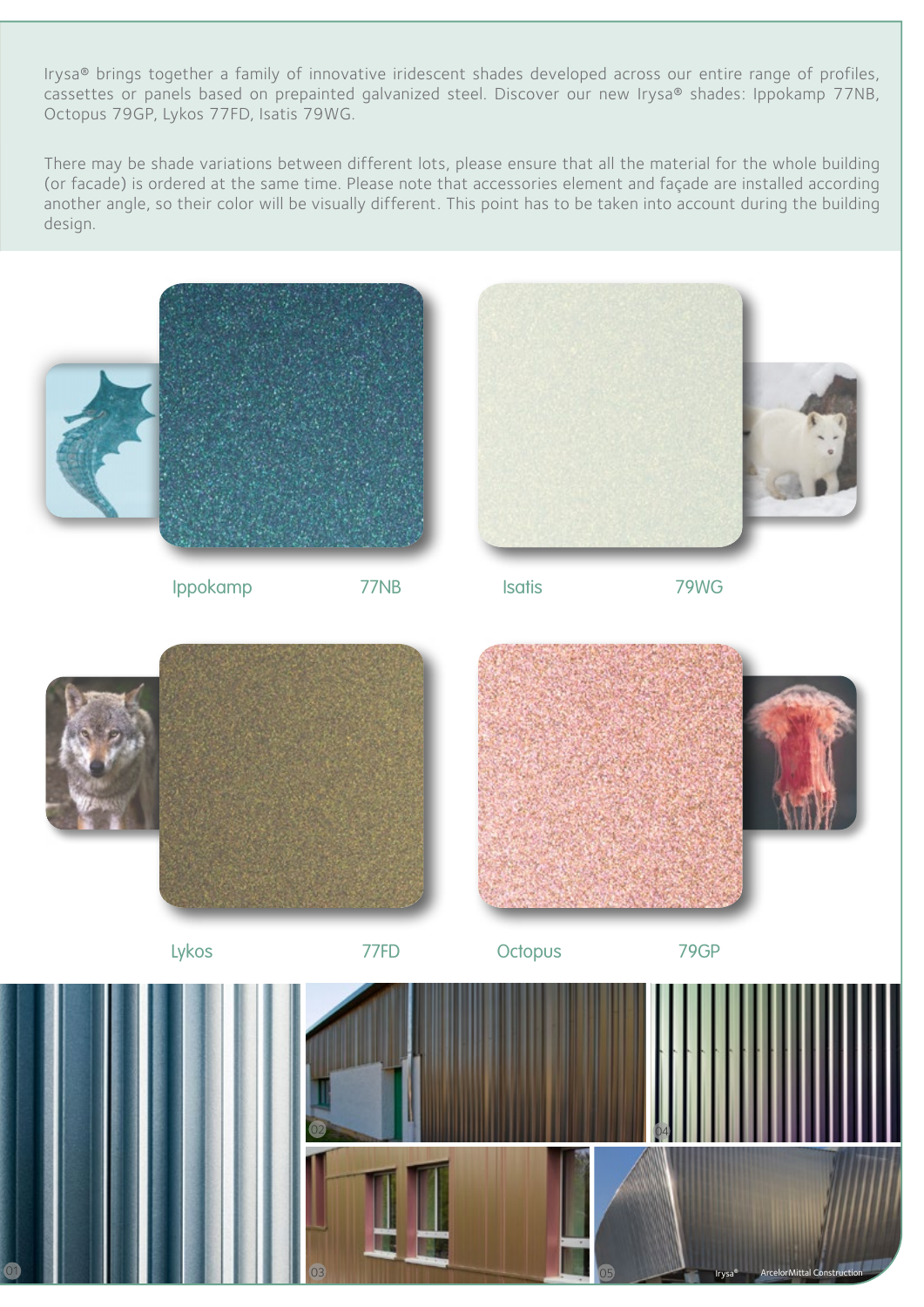Irysa® brings together a family of innovative iridescent shades developed across our entire range of profiles, cassettes or panels based on prepainted galvanized steel. Discover our new Irysa® shades: Ippokamp 77NB, Octopus 79GP, Lykos 77FD, Isatis 79WG.

There may be shade variations between different lots, please ensure that all the material for the whole building (or facade) is ordered at the same time. Please note that accessories element and façade are installed according another angle, so their color will be visually different. This point has to be taken into account during the building design.

Ippokamp 77NB

Isatis 79WG

Lykos 77FD

Octopus 79GP

01

02

03

04

05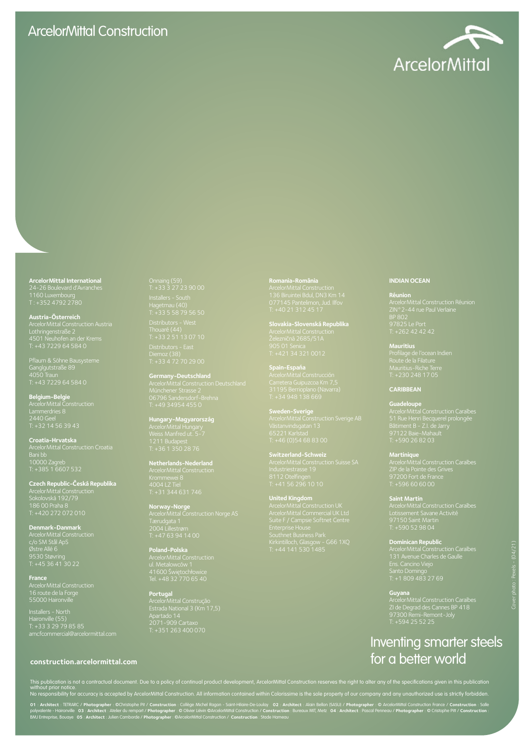ArcelorMittal Construction

ArcelorMittal

**ArcelorMittal International**
24-26 Boulevard d'Avranches
1160 Luxembourg
T : +352 4792 2780

**Austria-Österreich**
ArcelorMittal Construction Austria
Lothringenstraße 2
4501 Neuhofen an der Krems
T: +43 7229 64 584 0

Pflaum & Söhne Bausysteme
Ganglgutstraße 89
4050 Traun
T: +43 7229 64 584 0

**Belgium-Belgie**
ArcelorMittal Construction
Lammerdries 8
2440 Geel
T: +32 14 56 39 43

**Croatia-Hrvatska**
ArcelorMittal Construction Croatia
Bani bb
10000 Zagreb
T: +385 1 6607 532

**Czech Republic-Česká Republika**
ArcelorMittal Construction
Sokolovská 192/79
186 00 Praha 8
T: +420 272 072 010

**Denmark-Danmark**
ArcelorMittal Construction
c/o SM Stål ApS
Østre Allé 6
9530 Støvring
T: +45 36 41 30 22

**France**
ArcelorMittal Construction
16 route de la Forge
55000 Haironville

Installers - North
Haironville (55)
T: +33 3 29 79 85 85
amcfcommercial@arcelormittal.com

Onnaing (59)
T: +33 3 27 23 90 00

Installers - South
Hagetmau (40)
T: +33 5 58 79 56 50

Distributors - West
Thouaré (44)
T: +33 2 51 13 07 10

Distributors - East
Diemoz (38)
T: +33 4 72 70 29 00

**Germany-Deutschland**
ArcelorMittal Construction Deutschland
Münchener Strasse 2
06796 Sandersdorf-Brehna
T: +49 34954 455 0

**Hungary-Magyarország**
ArcelorMittal Hungary
Weiss Manfred ut. 5-7
1211 Budapest
T: +36 1 350 28 76

**Netherlands-Nederland**
ArcelorMittal Construction
Krommewei 8
4004 LZ Tiel
T: +31 344 631 746

**Norway-Norge**
ArcelorMittal Construction Norge AS
Tærudgata 1
2004 Lillestrøm
T: +47 63 94 14 00

**Poland-Polska**
ArcelorMittal Construction
ul. Metalowców 1
41600 Świętochłowice
Tel. +48 32 770 65 40

**Portugal**
ArcelorMittal Construção
Estrada National 3 (Km 17,5)
Apartado 14
2071-909 Cartaxo
T: +351 263 400 070

**Romania-România**
ArcelorMittal Construction
136 Biruintei Bdul, DN3 Km 14
077145 Pantelimon, Jud. Ilfov
T: +40 21 312 45 17

**Slovakia-Slovenská Republika**
ArcelorMittal Construction
Železničná 2685/51A
905 01 Senica
T: +421 34 321 0012

**Spain-España**
ArcelorMittal Construcción
Carretera Guipuzcoa Km 7,5
31195 Berrioplano (Navarra)
T: +34 948 138 669

**Sweden-Sverige**
ArcelorMittal Construction Sverige AB
Västanvindsgatan 13
65221 Karlstad
T: +46 (0)54 68 83 00

**Switzerland-Schweiz**
ArcelorMittal Construction Suisse SA
Industriestrasse 19
8112 Otelfingen
T: +41 56 296 10 10

**United Kingdom**
ArcelorMittal Construction UK
ArcelorMittal Commercial UK Ltd
Suite F / Campsie Softnet Centre
Enterprise House
Southnet Business Park
Kirkintilloch, Glasgow - G66 1XQ
T: +44 141 530 1485

**INDIAN OCEAN**

**Réunion**
ArcelorMittal Construction Réunion
ZIN°2-44 rue Paul Verlaine
BP 802
97825 Le Port
T: +262 42 42 42

**Mauritius**
Profilage de l'ocean Indien
Route de la Filature
Mauritius-Riche Terre
T: +230 248 17 05

**CARIBBEAN**

**Guadeloupe**
ArcelorMittal Construction Caraïbes
51 Rue Henri Becquerel prolongée
Bâtiment B - Z.I. de Jarry
97122 Baie-Mahault
T: +590 26 82 03

**Martinique**
ArcelorMittal Construction Caraïbes
ZIP de la Pointe des Grives
97200 Fort de France
T: +596 60 60 00

**Saint Martin**
ArcelorMittal Construction Caraïbes
Lotissement Savane Activité
97150 Saint Martin
T: +590 52 98 04

**Dominican Republic**
ArcelorMittal Construction Caraïbes
131 Avenue Charles de Gaulle
Ens. Cancino Viejo
Santo Domingo
T: +1 809 483 27 69

**Guyana**
ArcelorMittal Construction Caraïbes
ZI de Degrad des Cannes BP 418
97300 Remi-Remont-Joly
T: +594 25 52 25

**construction.arcelormittal.com**

Inventing smarter steels for a better world

Cover photo : Pexels - (04/21)

This publication is not a contractual document. Due to a policy of continual product development, ArcelorMittal Construction reserves the right to alter any of the specifications given in this publication without prior notice.
No responsibility for accuracy is accepted by ArcelorMittal Construction. All information contained within Colorissime is the sole property of our company and any unauthorized use is strictly forbidden.

**01** : **Architect** : TETRARC / **Photographer** : ©Christophe Pit / **Construction** : Collège Michel Ragon - Saint-Hilaire-De-Loulay **02** : **Architect** : Alain Bellon (SASU) / **Photographer** : © ArcelorMittal Construction France / **Construction** : Salle polyvalente - Haironville **03** : **Architect** : Atelier du rempart / **Photographer** : © Olivier Liévin ©ArcelorMittal Construction / **Construction** : Bureaux MIT, Metz **04** : **Architect** : Pascal Penneau / **Photographer** : © Cristophe Pitt / **Construction** : BMJ Entreprise, Bouaye **05** : **Architect** : Julien Camborde / **Photographer** : ©ArcelorMittal Construction / **Construction** : Stade Hameau